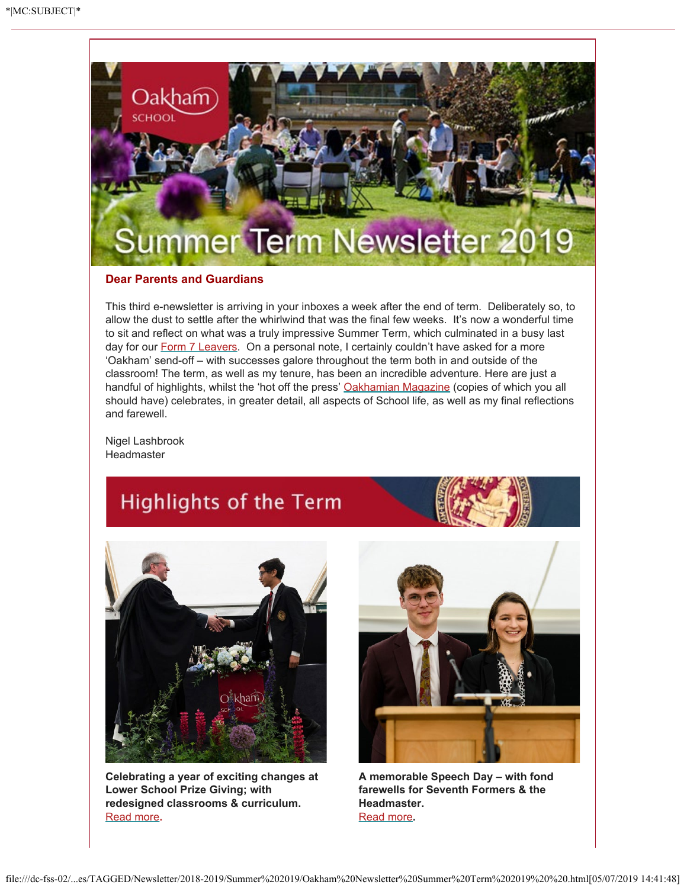*|MC:SUBJECT|*

# Summer Term Newsletter 2019

## Dear Parents and Guardians

This third e-newsletter is arriving in your inboxes a week after the end of term. Deliberately so, to allow the dust to settle after the whirlwind that was the final few weeks. It's now a wonderful time to sit and reflect on what was a truly impressive Summer Term, which culminated in a busy last day for our Form 7 Leavers. On a personal note, I certainly couldn't have asked for a more 'Oakham' send-off – with successes galore throughout the term both in and outside of the classroom! The term, as well as my tenure, has been an incredible adventure. Here are just a handful of highlights, whilst the 'hot off the press' Oakhamian Magazine (copies of which you all should have) celebrates, in greater detail, all aspects of School life, as well as my final reflections and farewell.

Nigel Lashbrook
Headmaster

## Highlights of the Term

**Celebrating a year of exciting changes at Lower School Prize Giving; with redesigned classrooms & curriculum.**
Read more**.**

**A memorable Speech Day – with fond farewells for Seventh Formers & the Headmaster.**
Read more**.**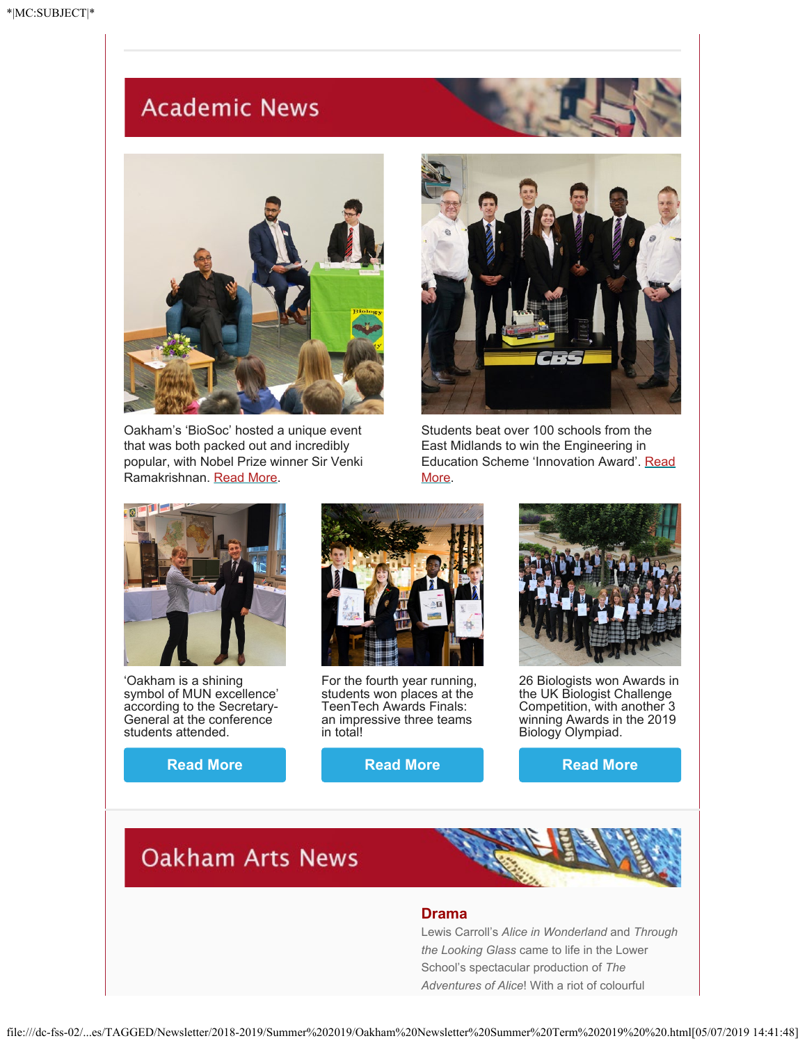## Academic News

Oakham's 'BioSoc' hosted a unique event that was both packed out and incredibly popular, with Nobel Prize winner Sir Venki Ramakrishnan. Read More.

Students beat over 100 schools from the East Midlands to win the Engineering in Education Scheme 'Innovation Award'. Read More.

'Oakham is a shining symbol of MUN excellence' according to the Secretary-General at the conference students attended.

Read More

For the fourth year running, students won places at the TeenTech Awards Finals: an impressive three teams in total!

Read More

26 Biologists won Awards in the UK Biologist Challenge Competition, with another 3 winning Awards in the 2019 Biology Olympiad.

Read More

## Oakham Arts News

### Drama

Lewis Carroll's *Alice in Wonderland* and *Through the Looking Glass* came to life in the Lower School's spectacular production of *The Adventures of Alice*! With a riot of colourful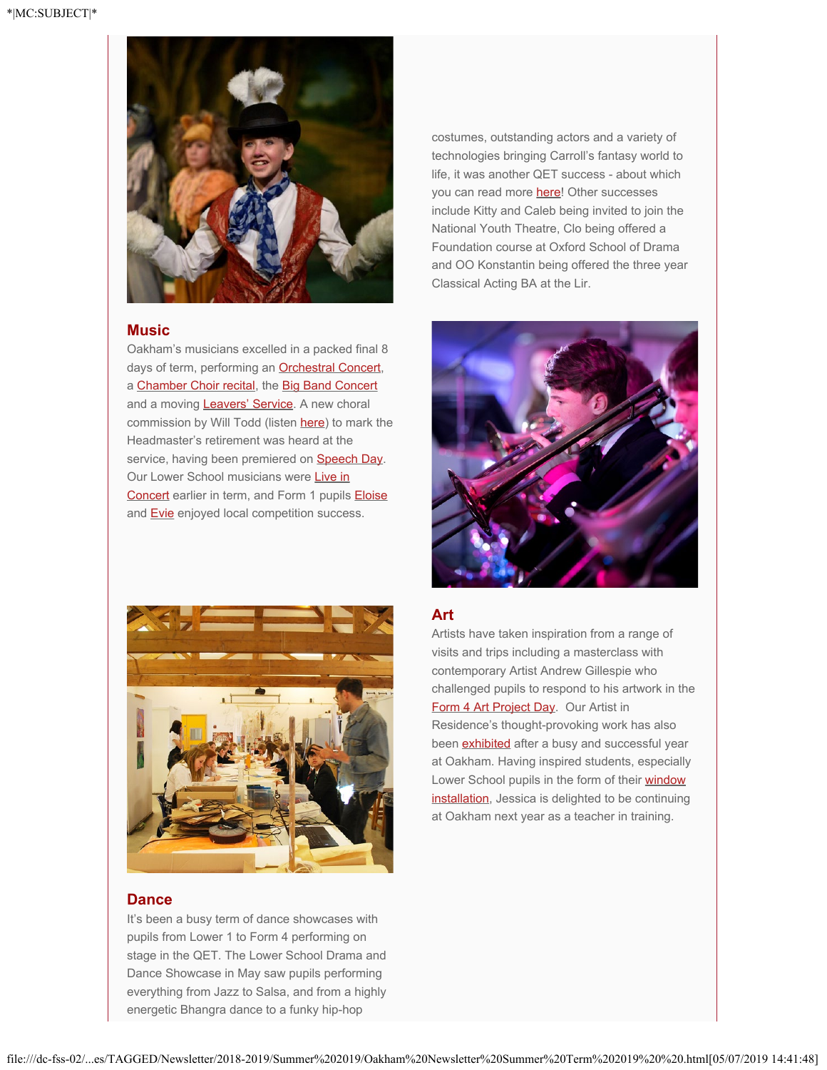costumes, outstanding actors and a variety of technologies bringing Carroll's fantasy world to life, it was another QET success - about which you can read more here! Other successes include Kitty and Caleb being invited to join the National Youth Theatre, Clo being offered a Foundation course at Oxford School of Drama and OO Konstantin being offered the three year Classical Acting BA at the Lir.

## Music

Oakham's musicians excelled in a packed final 8 days of term, performing an Orchestral Concert, a Chamber Choir recital, the Big Band Concert and a moving Leavers' Service. A new choral commission by Will Todd (listen here) to mark the Headmaster's retirement was heard at the service, having been premiered on Speech Day. Our Lower School musicians were Live in Concert earlier in term, and Form 1 pupils Eloise and Evie enjoyed local competition success.

## Art

Artists have taken inspiration from a range of visits and trips including a masterclass with contemporary Artist Andrew Gillespie who challenged pupils to respond to his artwork in the Form 4 Art Project Day. Our Artist in Residence's thought-provoking work has also been exhibited after a busy and successful year at Oakham. Having inspired students, especially Lower School pupils in the form of their window installation, Jessica is delighted to be continuing at Oakham next year as a teacher in training.

## Dance

It's been a busy term of dance showcases with pupils from Lower 1 to Form 4 performing on stage in the QET. The Lower School Drama and Dance Showcase in May saw pupils performing everything from Jazz to Salsa, and from a highly energetic Bhangra dance to a funky hip-hop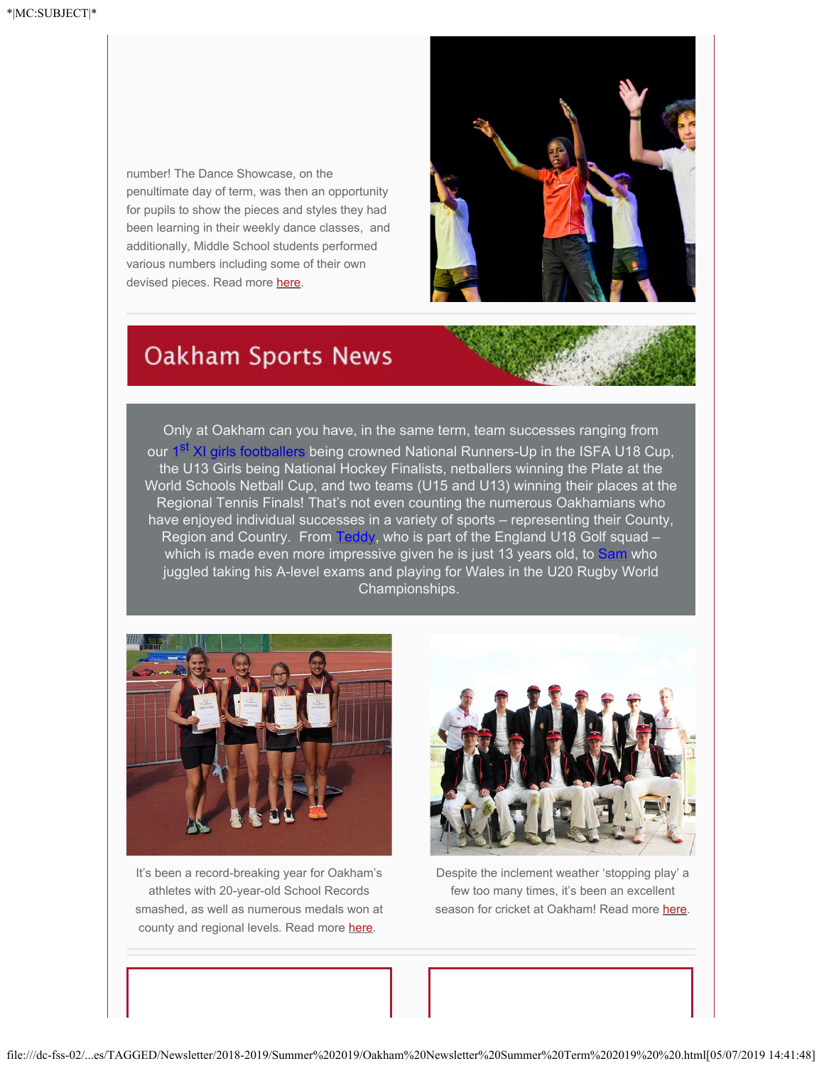number! The Dance Showcase, on the penultimate day of term, was then an opportunity for pupils to show the pieces and styles they had been learning in their weekly dance classes, and additionally, Middle School students performed various numbers including some of their own devised pieces. Read more here.

## Oakham Sports News

Only at Oakham can you have, in the same term, team successes ranging from our 1st XI girls footballers being crowned National Runners-Up in the ISFA U18 Cup, the U13 Girls being National Hockey Finalists, netballers winning the Plate at the World Schools Netball Cup, and two teams (U15 and U13) winning their places at the Regional Tennis Finals! That's not even counting the numerous Oakhamians who have enjoyed individual successes in a variety of sports – representing their County, Region and Country. From Teddy, who is part of the England U18 Golf squad – which is made even more impressive given he is just 13 years old, to Sam who juggled taking his A-level exams and playing for Wales in the U20 Rugby World Championships.

It's been a record-breaking year for Oakham's athletes with 20-year-old School Records smashed, as well as numerous medals won at county and regional levels. Read more here.

Despite the inclement weather 'stopping play' a few too many times, it's been an excellent season for cricket at Oakham! Read more here.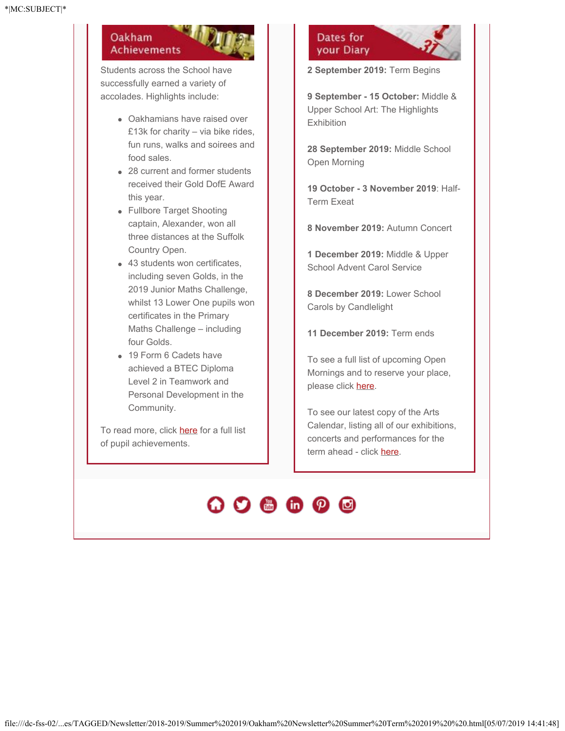## Oakham Achievements

Students across the School have successfully earned a variety of accolades. Highlights include:

- Oakhamians have raised over £13k for charity – via bike rides, fun runs, walks and soirees and food sales.
- 28 current and former students received their Gold DofE Award this year.
- Fullbore Target Shooting captain, Alexander, won all three distances at the Suffolk Country Open.
- 43 students won certificates, including seven Golds, in the 2019 Junior Maths Challenge, whilst 13 Lower One pupils won certificates in the Primary Maths Challenge – including four Golds.
- 19 Form 6 Cadets have achieved a BTEC Diploma Level 2 in Teamwork and Personal Development in the Community.

To read more, click here for a full list of pupil achievements.

## Dates for your Diary

**2 September 2019:** Term Begins

**9 September - 15 October:** Middle & Upper School Art: The Highlights Exhibition

**28 September 2019:** Middle School Open Morning

**19 October - 3 November 2019**: Half-Term Exeat

**8 November 2019:** Autumn Concert

**1 December 2019:** Middle & Upper School Advent Carol Service

**8 December 2019:** Lower School Carols by Candlelight

**11 December 2019:** Term ends

To see a full list of upcoming Open Mornings and to reserve your place, please click here.

To see our latest copy of the Arts Calendar, listing all of our exhibitions, concerts and performances for the term ahead - click here.